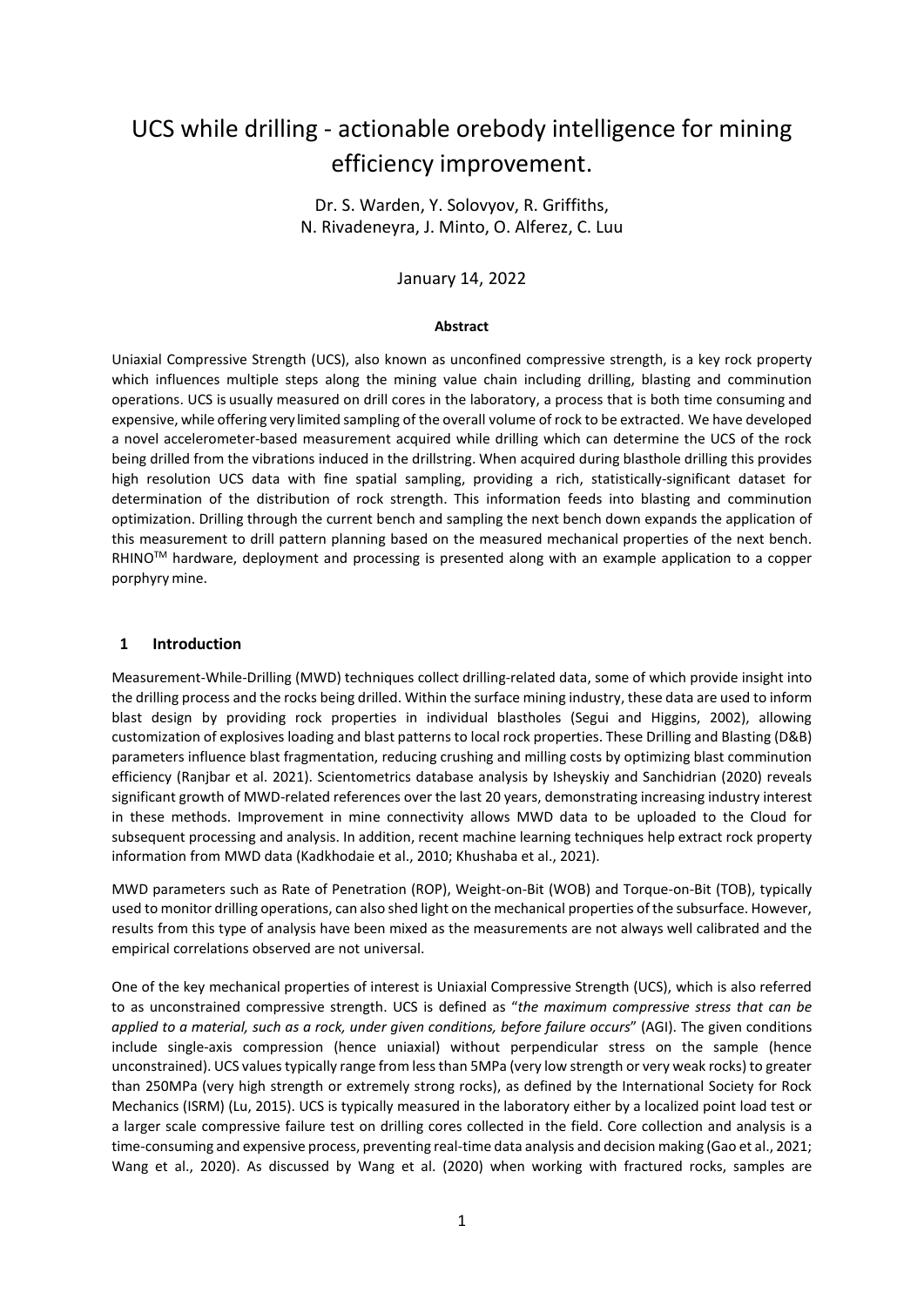# UCS while drilling - actionable orebody intelligence for mining efficiency improvement.

Dr. S. Warden, Y. Solovyov, R. Griffiths,
N. Rivadeneyra, J. Minto, O. Alferez, C. Luu

January 14, 2022

**Abstract**

Uniaxial Compressive Strength (UCS), also known as unconfined compressive strength, is a key rock property which influences multiple steps along the mining value chain including drilling, blasting and comminution operations. UCS is usually measured on drill cores in the laboratory, a process that is both time consuming and expensive, while offering very limited sampling of the overall volume of rock to be extracted. We have developed a novel accelerometer-based measurement acquired while drilling which can determine the UCS of the rock being drilled from the vibrations induced in the drillstring. When acquired during blasthole drilling this provides high resolution UCS data with fine spatial sampling, providing a rich, statistically-significant dataset for determination of the distribution of rock strength. This information feeds into blasting and comminution optimization. Drilling through the current bench and sampling the next bench down expands the application of this measurement to drill pattern planning based on the measured mechanical properties of the next bench. RHINO™ hardware, deployment and processing is presented along with an example application to a copper porphyry mine.

## 1 Introduction

Measurement-While-Drilling (MWD) techniques collect drilling-related data, some of which provide insight into the drilling process and the rocks being drilled. Within the surface mining industry, these data are used to inform blast design by providing rock properties in individual blastholes (Segui and Higgins, 2002), allowing customization of explosives loading and blast patterns to local rock properties. These Drilling and Blasting (D&B) parameters influence blast fragmentation, reducing crushing and milling costs by optimizing blast comminution efficiency (Ranjbar et al. 2021). Scientometrics database analysis by Isheyskiy and Sanchidrian (2020) reveals significant growth of MWD-related references over the last 20 years, demonstrating increasing industry interest in these methods. Improvement in mine connectivity allows MWD data to be uploaded to the Cloud for subsequent processing and analysis. In addition, recent machine learning techniques help extract rock property information from MWD data (Kadkhodaie et al., 2010; Khushaba et al., 2021).

MWD parameters such as Rate of Penetration (ROP), Weight-on-Bit (WOB) and Torque-on-Bit (TOB), typically used to monitor drilling operations, can also shed light on the mechanical properties of the subsurface. However, results from this type of analysis have been mixed as the measurements are not always well calibrated and the empirical correlations observed are not universal.

One of the key mechanical properties of interest is Uniaxial Compressive Strength (UCS), which is also referred to as unconstrained compressive strength. UCS is defined as "*the maximum compressive stress that can be applied to a material, such as a rock, under given conditions, before failure occurs*" (AGI). The given conditions include single-axis compression (hence uniaxial) without perpendicular stress on the sample (hence unconstrained). UCS values typically range from less than 5MPa (very low strength or very weak rocks) to greater than 250MPa (very high strength or extremely strong rocks), as defined by the International Society for Rock Mechanics (ISRM) (Lu, 2015). UCS is typically measured in the laboratory either by a localized point load test or a larger scale compressive failure test on drilling cores collected in the field. Core collection and analysis is a time-consuming and expensive process, preventing real-time data analysis and decision making (Gao et al., 2021; Wang et al., 2020). As discussed by Wang et al. (2020) when working with fractured rocks, samples are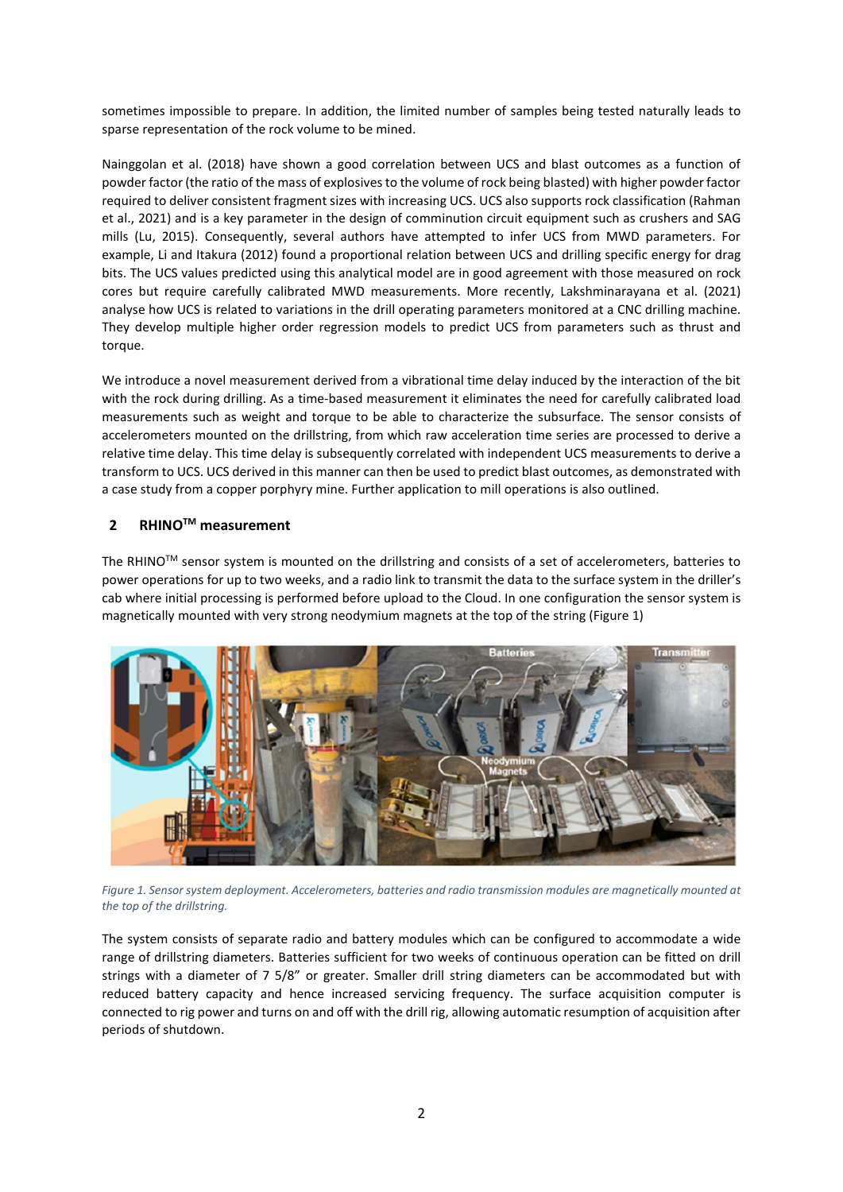sometimes impossible to prepare. In addition, the limited number of samples being tested naturally leads to sparse representation of the rock volume to be mined.

Nainggolan et al. (2018) have shown a good correlation between UCS and blast outcomes as a function of powder factor (the ratio of the mass of explosives to the volume of rock being blasted) with higher powder factor required to deliver consistent fragment sizes with increasing UCS. UCS also supports rock classification (Rahman et al., 2021) and is a key parameter in the design of comminution circuit equipment such as crushers and SAG mills (Lu, 2015). Consequently, several authors have attempted to infer UCS from MWD parameters. For example, Li and Itakura (2012) found a proportional relation between UCS and drilling specific energy for drag bits. The UCS values predicted using this analytical model are in good agreement with those measured on rock cores but require carefully calibrated MWD measurements. More recently, Lakshminarayana et al. (2021) analyse how UCS is related to variations in the drill operating parameters monitored at a CNC drilling machine. They develop multiple higher order regression models to predict UCS from parameters such as thrust and torque.

We introduce a novel measurement derived from a vibrational time delay induced by the interaction of the bit with the rock during drilling. As a time-based measurement it eliminates the need for carefully calibrated load measurements such as weight and torque to be able to characterize the subsurface. The sensor consists of accelerometers mounted on the drillstring, from which raw acceleration time series are processed to derive a relative time delay. This time delay is subsequently correlated with independent UCS measurements to derive a transform to UCS. UCS derived in this manner can then be used to predict blast outcomes, as demonstrated with a case study from a copper porphyry mine. Further application to mill operations is also outlined.

## 2 RHINO™ measurement

The RHINO™ sensor system is mounted on the drillstring and consists of a set of accelerometers, batteries to power operations for up to two weeks, and a radio link to transmit the data to the surface system in the driller's cab where initial processing is performed before upload to the Cloud. In one configuration the sensor system is magnetically mounted with very strong neodymium magnets at the top of the string (Figure 1)

*Figure 1. Sensor system deployment. Accelerometers, batteries and radio transmission modules are magnetically mounted at the top of the drillstring.*

The system consists of separate radio and battery modules which can be configured to accommodate a wide range of drillstring diameters. Batteries sufficient for two weeks of continuous operation can be fitted on drill strings with a diameter of 7 5/8" or greater. Smaller drill string diameters can be accommodated but with reduced battery capacity and hence increased servicing frequency. The surface acquisition computer is connected to rig power and turns on and off with the drill rig, allowing automatic resumption of acquisition after periods of shutdown.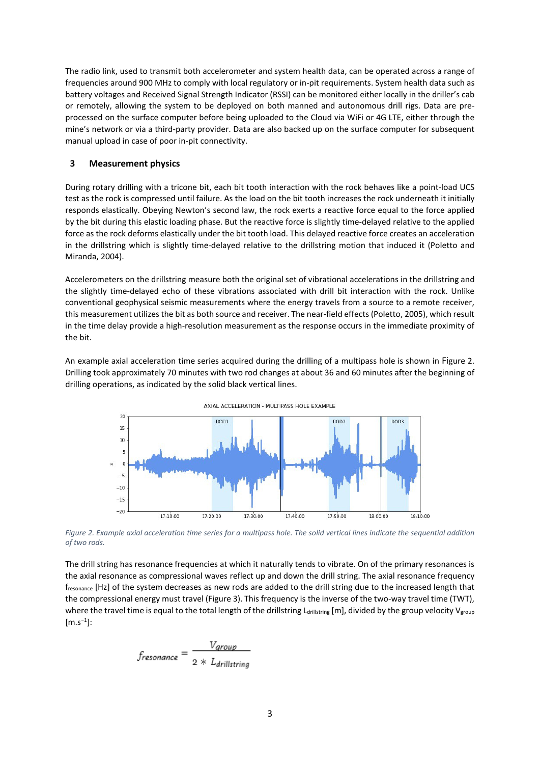The radio link, used to transmit both accelerometer and system health data, can be operated across a range of frequencies around 900 MHz to comply with local regulatory or in-pit requirements. System health data such as battery voltages and Received Signal Strength Indicator (RSSI) can be monitored either locally in the driller's cab or remotely, allowing the system to be deployed on both manned and autonomous drill rigs. Data are pre-processed on the surface computer before being uploaded to the Cloud via WiFi or 4G LTE, either through the mine's network or via a third-party provider. Data are also backed up on the surface computer for subsequent manual upload in case of poor in-pit connectivity.

## 3 Measurement physics

During rotary drilling with a tricone bit, each bit tooth interaction with the rock behaves like a point-load UCS test as the rock is compressed until failure. As the load on the bit tooth increases the rock underneath it initially responds elastically. Obeying Newton's second law, the rock exerts a reactive force equal to the force applied by the bit during this elastic loading phase. But the reactive force is slightly time-delayed relative to the applied force as the rock deforms elastically under the bit tooth load. This delayed reactive force creates an acceleration in the drillstring which is slightly time-delayed relative to the drillstring motion that induced it (Poletto and Miranda, 2004).

Accelerometers on the drillstring measure both the original set of vibrational accelerations in the drillstring and the slightly time-delayed echo of these vibrations associated with drill bit interaction with the rock. Unlike conventional geophysical seismic measurements where the energy travels from a source to a remote receiver, this measurement utilizes the bit as both source and receiver. The near-field effects (Poletto, 2005), which result in the time delay provide a high-resolution measurement as the response occurs in the immediate proximity of the bit.

An example axial acceleration time series acquired during the drilling of a multipass hole is shown in Figure 2. Drilling took approximately 70 minutes with two rod changes at about 36 and 60 minutes after the beginning of drilling operations, as indicated by the solid black vertical lines.

*Figure 2. Example axial acceleration time series for a multipass hole. The solid vertical lines indicate the sequential addition of two rods.*

The drill string has resonance frequencies at which it naturally tends to vibrate. On of the primary resonances is the axial resonance as compressional waves reflect up and down the drill string. The axial resonance frequency $f_{resonance}$ [Hz] of the system decreases as new rods are added to the drill string due to the increased length that the compressional energy must travel (Figure 3). This frequency is the inverse of the two-way travel time (TWT), where the travel time is equal to the total length of the drillstring $L_{drillstring}$ [m], divided by the group velocity $V_{group}$ [m.s$^{-1}$]:

$$f_{resonance} = \frac{V_{group}}{2 * L_{drillstring}}$$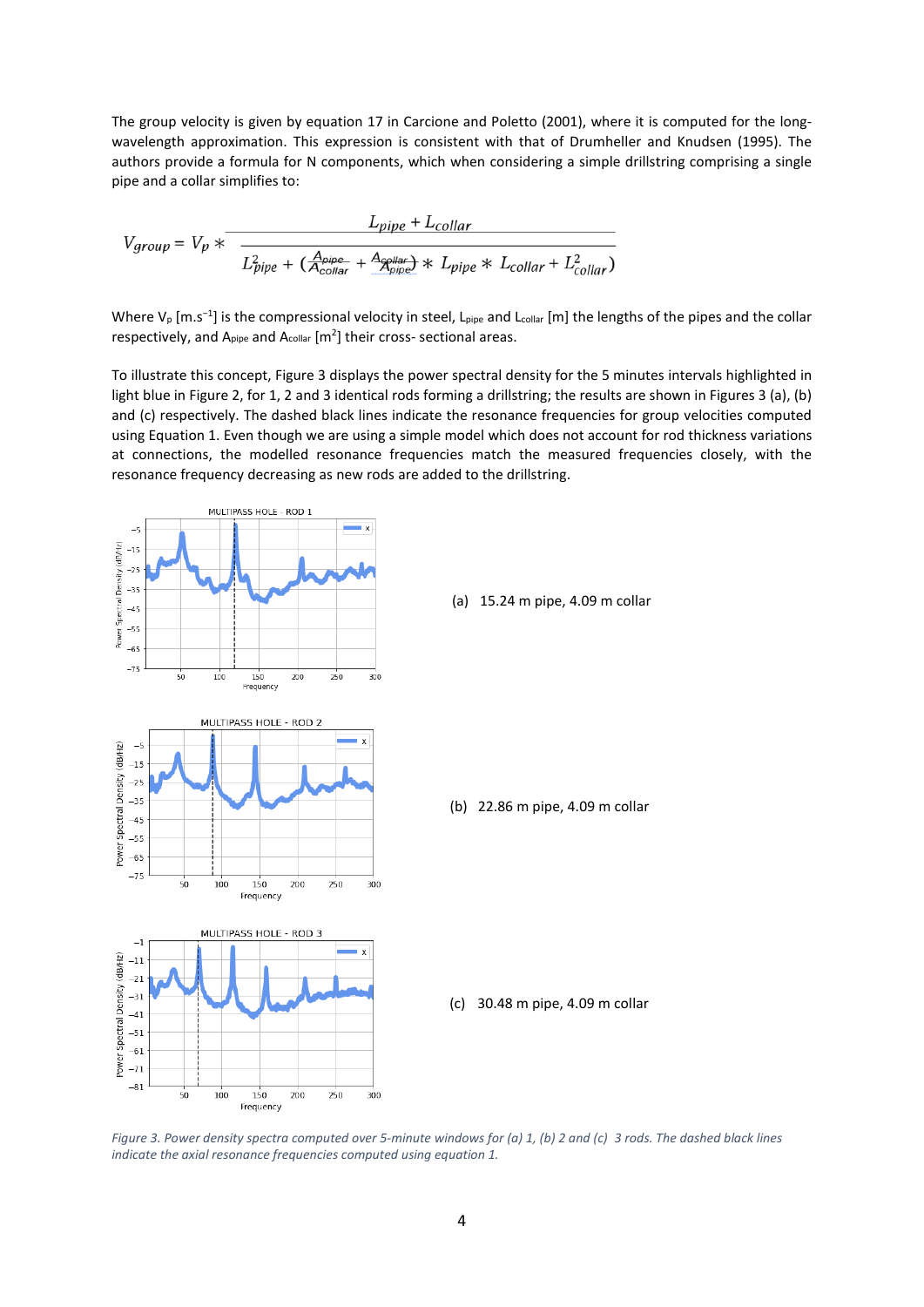The group velocity is given by equation 17 in Carcione and Poletto (2001), where it is computed for the long-wavelength approximation. This expression is consistent with that of Drumheller and Knudsen (1995). The authors provide a formula for N components, which when considering a simple drillstring comprising a single pipe and a collar simplifies to:

$$V_{group} = V_p * \frac{L_{pipe} + L_{collar}}{\sqrt{L_{pipe}^2 + \left(\frac{A_{pipe}}{A_{collar}} + \frac{A_{collar}}{A_{pipe}}\right) * L_{pipe} * L_{collar} + L_{collar}^2}}$$

Where $V_p$ [m.s$^{-1}$] is the compressional velocity in steel, $L_{pipe}$ and $L_{collar}$ [m] the lengths of the pipes and the collar respectively, and $A_{pipe}$ and $A_{collar}$ [m$^2$] their cross- sectional areas.

To illustrate this concept, Figure 3 displays the power spectral density for the 5 minutes intervals highlighted in light blue in Figure 2, for 1, 2 and 3 identical rods forming a drillstring; the results are shown in Figures 3 (a), (b) and (c) respectively. The dashed black lines indicate the resonance frequencies for group velocities computed using Equation 1. Even though we are using a simple model which does not account for rod thickness variations at connections, the modelled resonance frequencies match the measured frequencies closely, with the resonance frequency decreasing as new rods are added to the drillstring.

(a) 15.24 m pipe, 4.09 m collar

(b) 22.86 m pipe, 4.09 m collar

(c) 30.48 m pipe, 4.09 m collar

*Figure 3. Power density spectra computed over 5-minute windows for (a) 1, (b) 2 and (c) 3 rods. The dashed black lines indicate the axial resonance frequencies computed using equation 1.*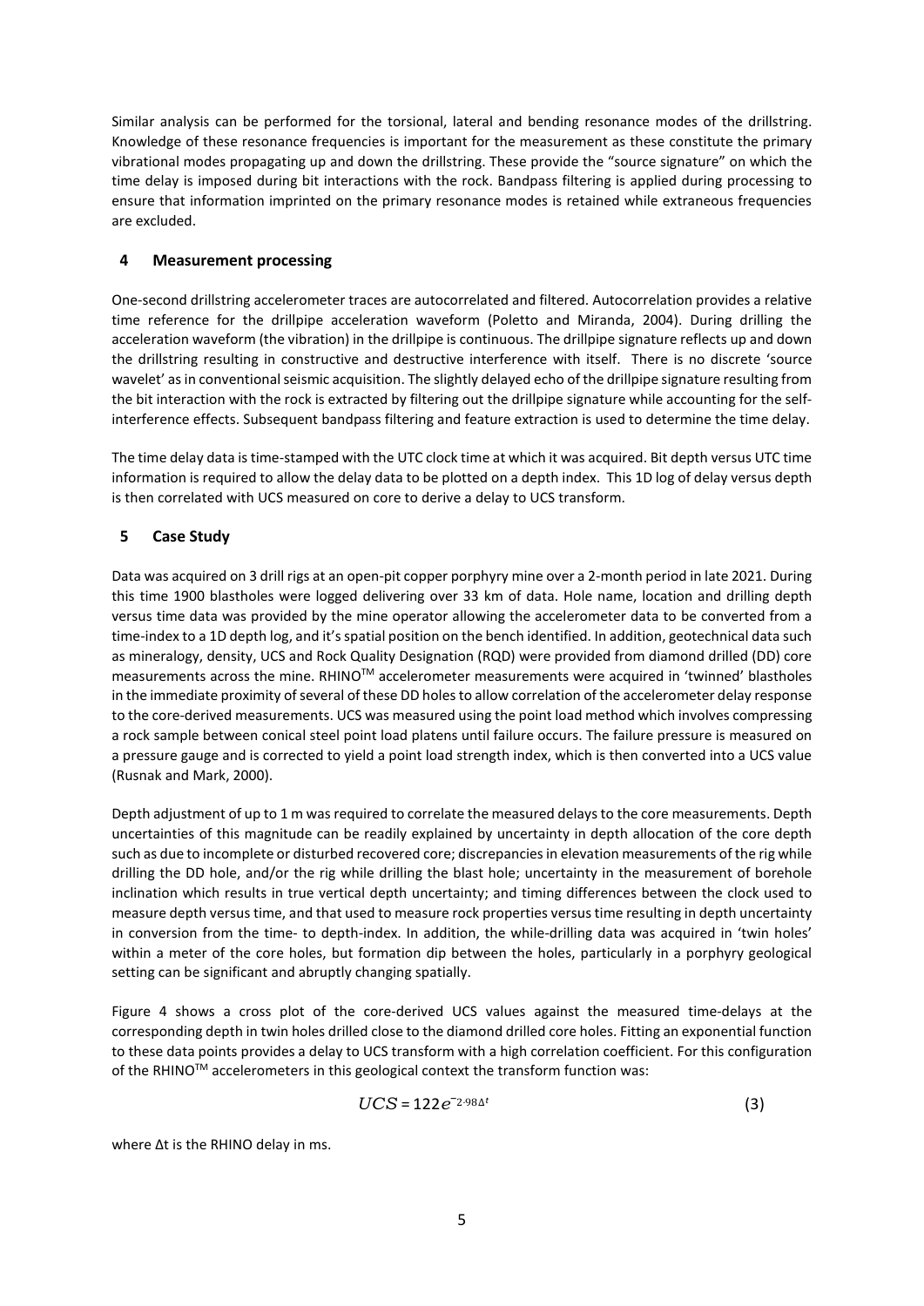Similar analysis can be performed for the torsional, lateral and bending resonance modes of the drillstring. Knowledge of these resonance frequencies is important for the measurement as these constitute the primary vibrational modes propagating up and down the drillstring. These provide the "source signature" on which the time delay is imposed during bit interactions with the rock. Bandpass filtering is applied during processing to ensure that information imprinted on the primary resonance modes is retained while extraneous frequencies are excluded.

## 4 Measurement processing

One-second drillstring accelerometer traces are autocorrelated and filtered. Autocorrelation provides a relative time reference for the drillpipe acceleration waveform (Poletto and Miranda, 2004). During drilling the acceleration waveform (the vibration) in the drillpipe is continuous. The drillpipe signature reflects up and down the drillstring resulting in constructive and destructive interference with itself. There is no discrete 'source wavelet' as in conventional seismic acquisition. The slightly delayed echo of the drillpipe signature resulting from the bit interaction with the rock is extracted by filtering out the drillpipe signature while accounting for the self-interference effects. Subsequent bandpass filtering and feature extraction is used to determine the time delay.

The time delay data is time-stamped with the UTC clock time at which it was acquired. Bit depth versus UTC time information is required to allow the delay data to be plotted on a depth index. This 1D log of delay versus depth is then correlated with UCS measured on core to derive a delay to UCS transform.

## 5 Case Study

Data was acquired on 3 drill rigs at an open-pit copper porphyry mine over a 2-month period in late 2021. During this time 1900 blastholes were logged delivering over 33 km of data. Hole name, location and drilling depth versus time data was provided by the mine operator allowing the accelerometer data to be converted from a time-index to a 1D depth log, and it's spatial position on the bench identified. In addition, geotechnical data such as mineralogy, density, UCS and Rock Quality Designation (RQD) were provided from diamond drilled (DD) core measurements across the mine. RHINO™ accelerometer measurements were acquired in 'twinned' blastholes in the immediate proximity of several of these DD holes to allow correlation of the accelerometer delay response to the core-derived measurements. UCS was measured using the point load method which involves compressing a rock sample between conical steel point load platens until failure occurs. The failure pressure is measured on a pressure gauge and is corrected to yield a point load strength index, which is then converted into a UCS value (Rusnak and Mark, 2000).

Depth adjustment of up to 1 m was required to correlate the measured delays to the core measurements. Depth uncertainties of this magnitude can be readily explained by uncertainty in depth allocation of the core depth such as due to incomplete or disturbed recovered core; discrepancies in elevation measurements of the rig while drilling the DD hole, and/or the rig while drilling the blast hole; uncertainty in the measurement of borehole inclination which results in true vertical depth uncertainty; and timing differences between the clock used to measure depth versus time, and that used to measure rock properties versus time resulting in depth uncertainty in conversion from the time- to depth-index. In addition, the while-drilling data was acquired in 'twin holes' within a meter of the core holes, but formation dip between the holes, particularly in a porphyry geological setting can be significant and abruptly changing spatially.

Figure 4 shows a cross plot of the core-derived UCS values against the measured time-delays at the corresponding depth in twin holes drilled close to the diamond drilled core holes. Fitting an exponential function to these data points provides a delay to UCS transform with a high correlation coefficient. For this configuration of the RHINO™ accelerometers in this geological context the transform function was:

$$UCS = 122e^{-2.98\Delta t} \quad (3)$$

where $\Delta t$ is the RHINO delay in ms.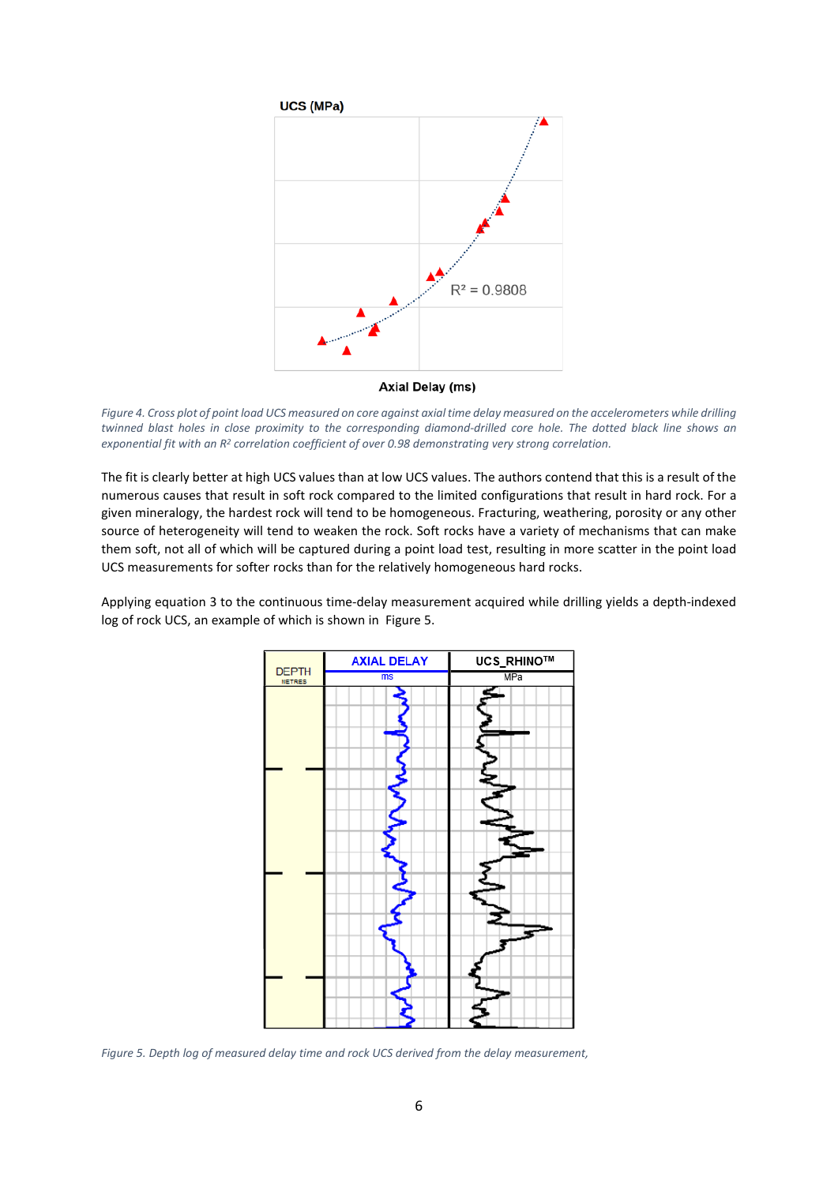*Figure 4. Cross plot of point load UCS measured on core against axial time delay measured on the accelerometers while drilling twinned blast holes in close proximity to the corresponding diamond-drilled core hole. The dotted black line shows an exponential fit with an $R^2$ correlation coefficient of over 0.98 demonstrating very strong correlation.*

The fit is clearly better at high UCS values than at low UCS values. The authors contend that this is a result of the numerous causes that result in soft rock compared to the limited configurations that result in hard rock. For a given mineralogy, the hardest rock will tend to be homogeneous. Fracturing, weathering, porosity or any other source of heterogeneity will tend to weaken the rock. Soft rocks have a variety of mechanisms that can make them soft, not all of which will be captured during a point load test, resulting in more scatter in the point load UCS measurements for softer rocks than for the relatively homogeneous hard rocks.

Applying equation 3 to the continuous time-delay measurement acquired while drilling yields a depth-indexed log of rock UCS, an example of which is shown in Figure 5.

*Figure 5. Depth log of measured delay time and rock UCS derived from the delay measurement,*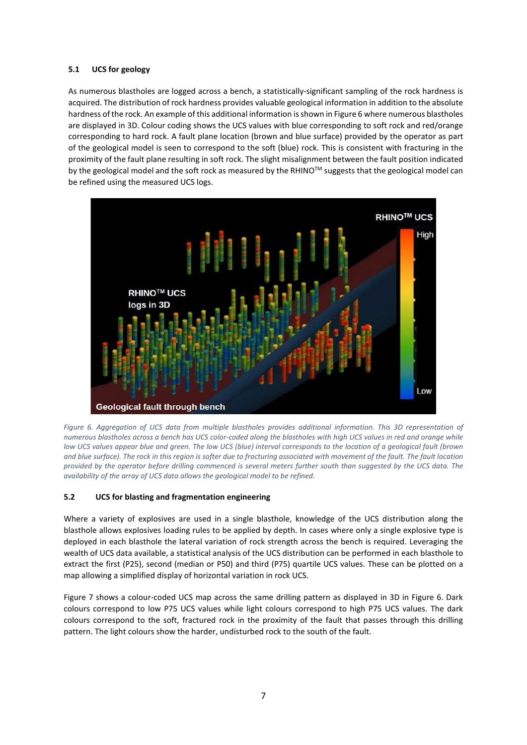### 5.1 UCS for geology

As numerous blastholes are logged across a bench, a statistically-significant sampling of the rock hardness is acquired. The distribution of rock hardness provides valuable geological information in addition to the absolute hardness of the rock. An example of this additional information is shown in Figure 6 where numerous blastholes are displayed in 3D. Colour coding shows the UCS values with blue corresponding to soft rock and red/orange corresponding to hard rock. A fault plane location (brown and blue surface) provided by the operator as part of the geological model is seen to correspond to the soft (blue) rock. This is consistent with fracturing in the proximity of the fault plane resulting in soft rock. The slight misalignment between the fault position indicated by the geological model and the soft rock as measured by the RHINO™ suggests that the geological model can be refined using the measured UCS logs.

*Figure 6. Aggregation of UCS data from multiple blastholes provides additional information. This 3D representation of numerous blastholes across a bench has UCS color-coded along the blastholes with high UCS values in red and orange while low UCS values appear blue and green. The low UCS (blue) interval corresponds to the location of a geological fault (brown and blue surface). The rock in this region is softer due to fracturing associated with movement of the fault. The fault location provided by the operator before drilling commenced is several meters further south than suggested by the UCS data. The availability of the array of UCS data allows the geological model to be refined.*

### 5.2 UCS for blasting and fragmentation engineering

Where a variety of explosives are used in a single blasthole, knowledge of the UCS distribution along the blasthole allows explosives loading rules to be applied by depth. In cases where only a single explosive type is deployed in each blasthole the lateral variation of rock strength across the bench is required. Leveraging the wealth of UCS data available, a statistical analysis of the UCS distribution can be performed in each blasthole to extract the first (P25), second (median or P50) and third (P75) quartile UCS values. These can be plotted on a map allowing a simplified display of horizontal variation in rock UCS.

Figure 7 shows a colour-coded UCS map across the same drilling pattern as displayed in 3D in Figure 6. Dark colours correspond to low P75 UCS values while light colours correspond to high P75 UCS values. The dark colours correspond to the soft, fractured rock in the proximity of the fault that passes through this drilling pattern. The light colours show the harder, undisturbed rock to the south of the fault.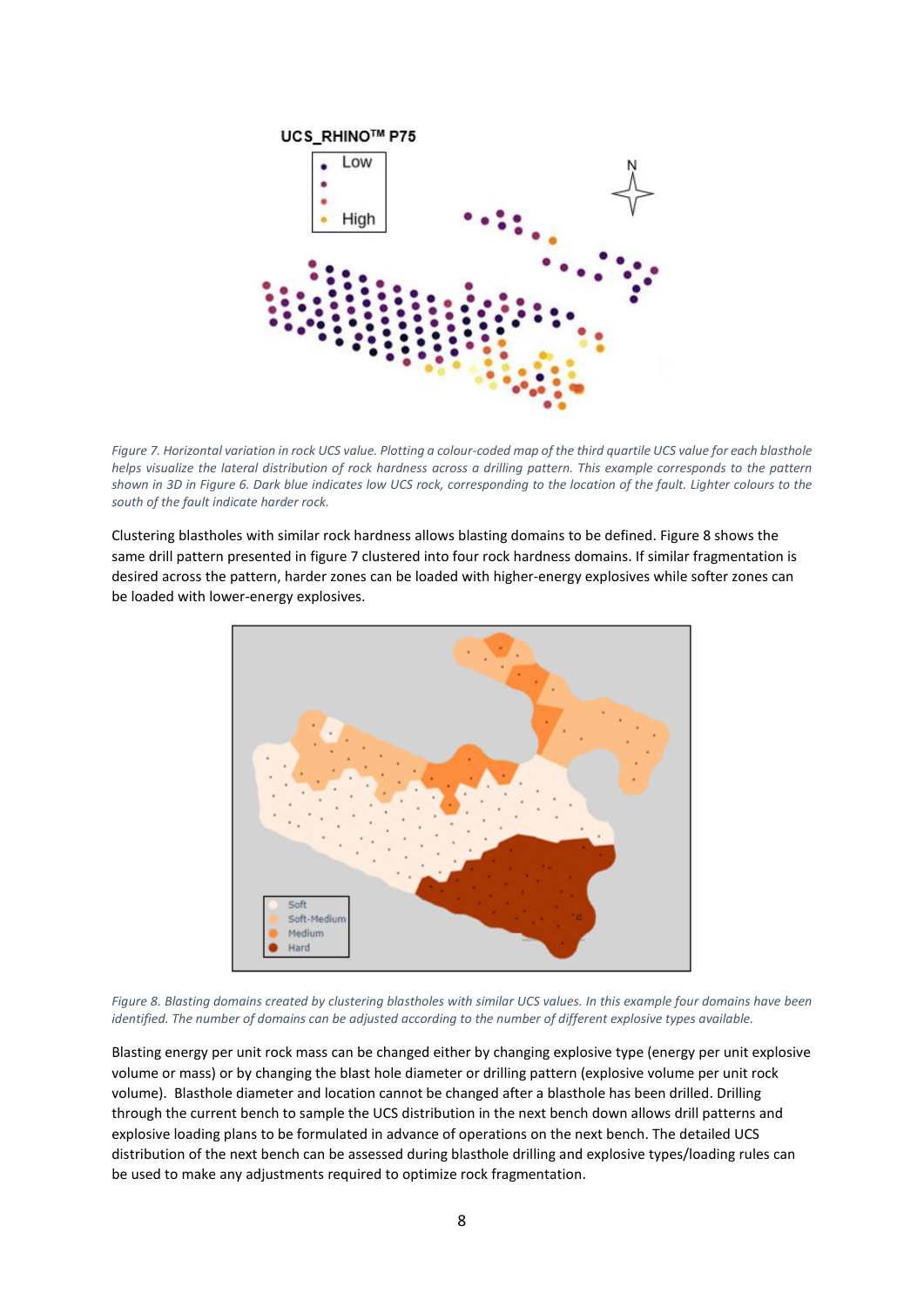*Figure 7. Horizontal variation in rock UCS value. Plotting a colour-coded map of the third quartile UCS value for each blasthole helps visualize the lateral distribution of rock hardness across a drilling pattern. This example corresponds to the pattern shown in 3D in Figure 6. Dark blue indicates low UCS rock, corresponding to the location of the fault. Lighter colours to the south of the fault indicate harder rock.*

Clustering blastholes with similar rock hardness allows blasting domains to be defined. Figure 8 shows the same drill pattern presented in figure 7 clustered into four rock hardness domains. If similar fragmentation is desired across the pattern, harder zones can be loaded with higher-energy explosives while softer zones can be loaded with lower-energy explosives.

*Figure 8. Blasting domains created by clustering blastholes with similar UCS values. In this example four domains have been identified. The number of domains can be adjusted according to the number of different explosive types available.*

Blasting energy per unit rock mass can be changed either by changing explosive type (energy per unit explosive volume or mass) or by changing the blast hole diameter or drilling pattern (explosive volume per unit rock volume). Blasthole diameter and location cannot be changed after a blasthole has been drilled. Drilling through the current bench to sample the UCS distribution in the next bench down allows drill patterns and explosive loading plans to be formulated in advance of operations on the next bench. The detailed UCS distribution of the next bench can be assessed during blasthole drilling and explosive types/loading rules can be used to make any adjustments required to optimize rock fragmentation.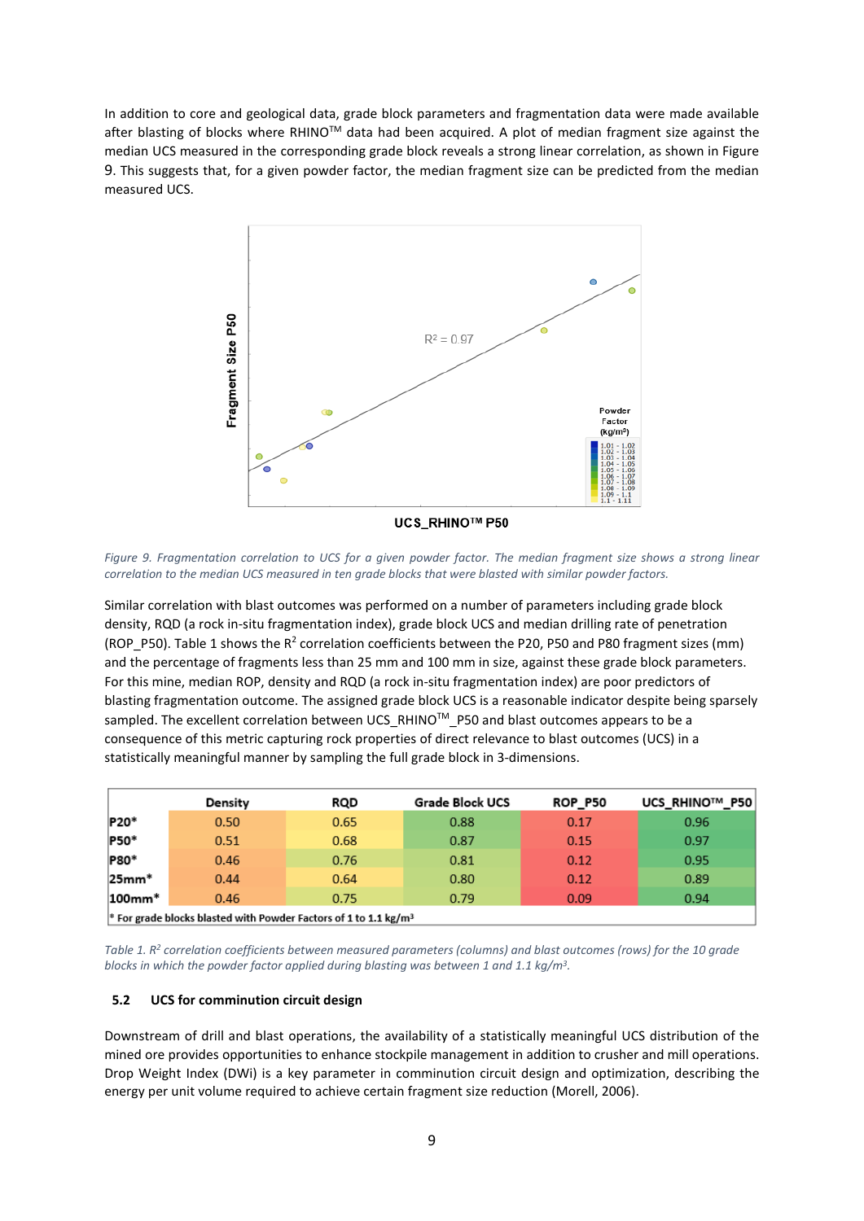In addition to core and geological data, grade block parameters and fragmentation data were made available after blasting of blocks where RHINO™ data had been acquired. A plot of median fragment size against the median UCS measured in the corresponding grade block reveals a strong linear correlation, as shown in Figure 9. This suggests that, for a given powder factor, the median fragment size can be predicted from the median measured UCS.

*Figure 9. Fragmentation correlation to UCS for a given powder factor. The median fragment size shows a strong linear correlation to the median UCS measured in ten grade blocks that were blasted with similar powder factors.*

Similar correlation with blast outcomes was performed on a number of parameters including grade block density, RQD (a rock in-situ fragmentation index), grade block UCS and median drilling rate of penetration (ROP_P50). Table 1 shows the $R^2$ correlation coefficients between the P20, P50 and P80 fragment sizes (mm) and the percentage of fragments less than 25 mm and 100 mm in size, against these grade block parameters. For this mine, median ROP, density and RQD (a rock in-situ fragmentation index) are poor predictors of blasting fragmentation outcome. The assigned grade block UCS is a reasonable indicator despite being sparsely sampled. The excellent correlation between UCS_RHINO™_P50 and blast outcomes appears to be a consequence of this metric capturing rock properties of direct relevance to blast outcomes (UCS) in a statistically meaningful manner by sampling the full grade block in 3-dimensions.

| | Density | RQD | Grade Block UCS | ROP_P50 | UCS_RHINO™_P50 |
|---|---|---|---|---|---|
| P20* | 0.50 | 0.65 | 0.88 | 0.17 | 0.96 |
| P50* | 0.51 | 0.68 | 0.87 | 0.15 | 0.97 |
| P80* | 0.46 | 0.76 | 0.81 | 0.12 | 0.95 |
| 25mm* | 0.44 | 0.64 | 0.80 | 0.12 | 0.89 |
| 100mm* | 0.46 | 0.75 | 0.79 | 0.09 | 0.94 |

\* For grade blocks blasted with Powder Factors of 1 to 1.1 kg/m³

*Table 1. $R^2$ correlation coefficients between measured parameters (columns) and blast outcomes (rows) for the 10 grade blocks in which the powder factor applied during blasting was between 1 and 1.1 kg/m³.*

### 5.2 UCS for comminution circuit design

Downstream of drill and blast operations, the availability of a statistically meaningful UCS distribution of the mined ore provides opportunities to enhance stockpile management in addition to crusher and mill operations. Drop Weight Index (DWi) is a key parameter in comminution circuit design and optimization, describing the energy per unit volume required to achieve certain fragment size reduction (Morell, 2006).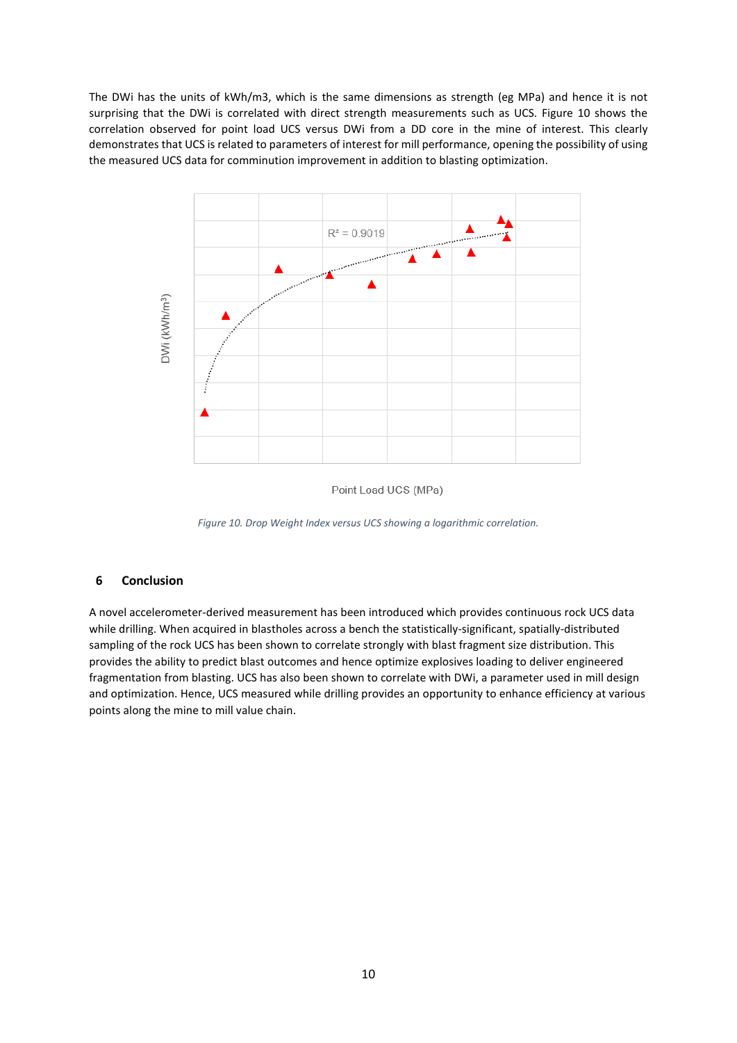The DWi has the units of kWh/m3, which is the same dimensions as strength (eg MPa) and hence it is not surprising that the DWi is correlated with direct strength measurements such as UCS. Figure 10 shows the correlation observed for point load UCS versus DWi from a DD core in the mine of interest. This clearly demonstrates that UCS is related to parameters of interest for mill performance, opening the possibility of using the measured UCS data for comminution improvement in addition to blasting optimization.

*Figure 10. Drop Weight Index versus UCS showing a logarithmic correlation.*

## 6 Conclusion

A novel accelerometer-derived measurement has been introduced which provides continuous rock UCS data while drilling. When acquired in blastholes across a bench the statistically-significant, spatially-distributed sampling of the rock UCS has been shown to correlate strongly with blast fragment size distribution. This provides the ability to predict blast outcomes and hence optimize explosives loading to deliver engineered fragmentation from blasting. UCS has also been shown to correlate with DWi, a parameter used in mill design and optimization. Hence, UCS measured while drilling provides an opportunity to enhance efficiency at various points along the mine to mill value chain.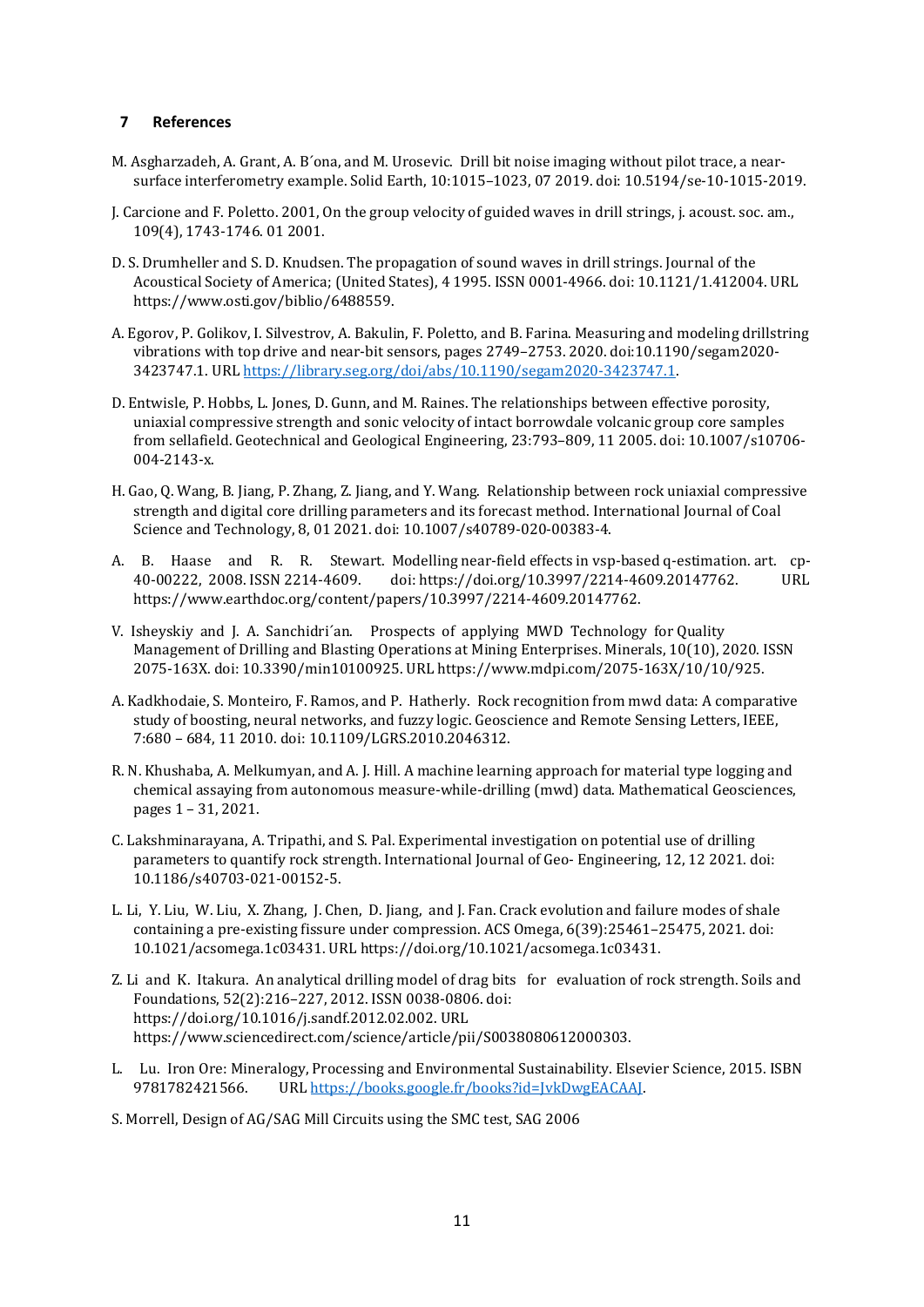## 7 References

M. Asgharzadeh, A. Grant, A. B´ona, and M. Urosevic. Drill bit noise imaging without pilot trace, a near-surface interferometry example. Solid Earth, 10:1015–1023, 07 2019. doi: 10.5194/se-10-1015-2019.

J. Carcione and F. Poletto. 2001, On the group velocity of guided waves in drill strings, j. acoust. soc. am., 109(4), 1743-1746. 01 2001.

D. S. Drumheller and S. D. Knudsen. The propagation of sound waves in drill strings. Journal of the Acoustical Society of America; (United States), 4 1995. ISSN 0001-4966. doi: 10.1121/1.412004. URL https://www.osti.gov/biblio/6488559.

A. Egorov, P. Golikov, I. Silvestrov, A. Bakulin, F. Poletto, and B. Farina. Measuring and modeling drillstring vibrations with top drive and near-bit sensors, pages 2749–2753. 2020. doi:10.1190/segam2020-3423747.1. URL https://library.seg.org/doi/abs/10.1190/segam2020-3423747.1.

D. Entwisle, P. Hobbs, L. Jones, D. Gunn, and M. Raines. The relationships between effective porosity, uniaxial compressive strength and sonic velocity of intact borrowdale volcanic group core samples from sellafield. Geotechnical and Geological Engineering, 23:793–809, 11 2005. doi: 10.1007/s10706-004-2143-x.

H. Gao, Q. Wang, B. Jiang, P. Zhang, Z. Jiang, and Y. Wang. Relationship between rock uniaxial compressive strength and digital core drilling parameters and its forecast method. International Journal of Coal Science and Technology, 8, 01 2021. doi: 10.1007/s40789-020-00383-4.

A. B. Haase and R. R. Stewart. Modelling near-field effects in vsp-based q-estimation. art. cp-40-00222, 2008. ISSN 2214-4609. doi: https://doi.org/10.3997/2214-4609.20147762. URL https://www.earthdoc.org/content/papers/10.3997/2214-4609.20147762.

V. Isheyskiy and J. A. Sanchidri´an. Prospects of applying MWD Technology for Quality Management of Drilling and Blasting Operations at Mining Enterprises. Minerals, 10(10), 2020. ISSN 2075-163X. doi: 10.3390/min10100925. URL https://www.mdpi.com/2075-163X/10/10/925.

A. Kadkhodaie, S. Monteiro, F. Ramos, and P. Hatherly. Rock recognition from mwd data: A comparative study of boosting, neural networks, and fuzzy logic. Geoscience and Remote Sensing Letters, IEEE, 7:680 – 684, 11 2010. doi: 10.1109/LGRS.2010.2046312.

R. N. Khushaba, A. Melkumyan, and A. J. Hill. A machine learning approach for material type logging and chemical assaying from autonomous measure-while-drilling (mwd) data. Mathematical Geosciences, pages 1 – 31, 2021.

C. Lakshminarayana, A. Tripathi, and S. Pal. Experimental investigation on potential use of drilling parameters to quantify rock strength. International Journal of Geo- Engineering, 12, 12 2021. doi: 10.1186/s40703-021-00152-5.

L. Li, Y. Liu, W. Liu, X. Zhang, J. Chen, D. Jiang, and J. Fan. Crack evolution and failure modes of shale containing a pre-existing fissure under compression. ACS Omega, 6(39):25461–25475, 2021. doi: 10.1021/acsomega.1c03431. URL https://doi.org/10.1021/acsomega.1c03431.

Z. Li and K. Itakura. An analytical drilling model of drag bits for evaluation of rock strength. Soils and Foundations, 52(2):216–227, 2012. ISSN 0038-0806. doi: https://doi.org/10.1016/j.sandf.2012.02.002. URL https://www.sciencedirect.com/science/article/pii/S0038080612000303.

L. Lu. Iron Ore: Mineralogy, Processing and Environmental Sustainability. Elsevier Science, 2015. ISBN 9781782421566. URL https://books.google.fr/books?id=JvkDwgEACAAJ.

S. Morrell, Design of AG/SAG Mill Circuits using the SMC test, SAG 2006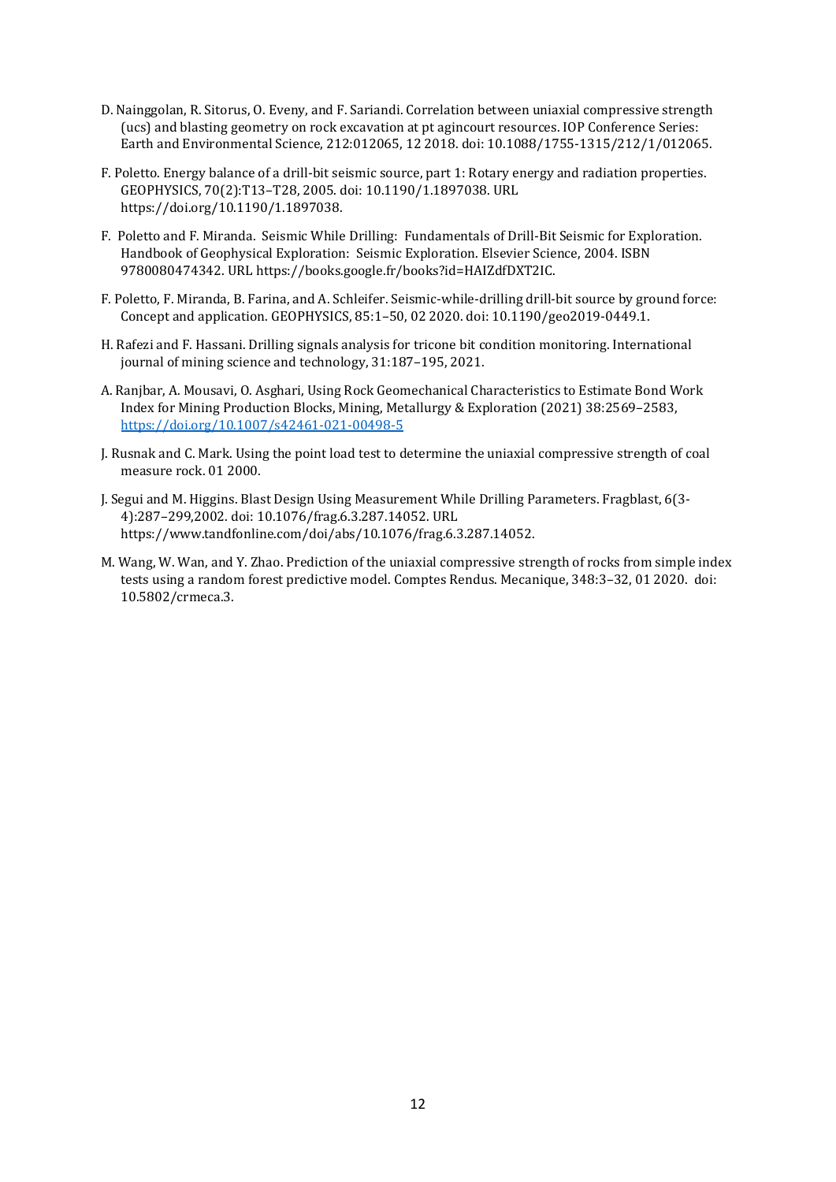D. Nainggolan, R. Sitorus, O. Eveny, and F. Sariandi. Correlation between uniaxial compressive strength (ucs) and blasting geometry on rock excavation at pt agincourt resources. IOP Conference Series: Earth and Environmental Science, 212:012065, 12 2018. doi: 10.1088/1755-1315/212/1/012065.

F. Poletto. Energy balance of a drill-bit seismic source, part 1: Rotary energy and radiation properties. GEOPHYSICS, 70(2):T13–T28, 2005. doi: 10.1190/1.1897038. URL https://doi.org/10.1190/1.1897038.

F. Poletto and F. Miranda. Seismic While Drilling: Fundamentals of Drill-Bit Seismic for Exploration. Handbook of Geophysical Exploration: Seismic Exploration. Elsevier Science, 2004. ISBN 9780080474342. URL https://books.google.fr/books?id=HAIZdfDXT2IC.

F. Poletto, F. Miranda, B. Farina, and A. Schleifer. Seismic-while-drilling drill-bit source by ground force: Concept and application. GEOPHYSICS, 85:1–50, 02 2020. doi: 10.1190/geo2019-0449.1.

H. Rafezi and F. Hassani. Drilling signals analysis for tricone bit condition monitoring. International journal of mining science and technology, 31:187–195, 2021.

A. Ranjbar, A. Mousavi, O. Asghari, Using Rock Geomechanical Characteristics to Estimate Bond Work Index for Mining Production Blocks, Mining, Metallurgy & Exploration (2021) 38:2569–2583, https://doi.org/10.1007/s42461-021-00498-5

J. Rusnak and C. Mark. Using the point load test to determine the uniaxial compressive strength of coal measure rock. 01 2000.

J. Segui and M. Higgins. Blast Design Using Measurement While Drilling Parameters. Fragblast, 6(3-4):287–299,2002. doi: 10.1076/frag.6.3.287.14052. URL https://www.tandfonline.com/doi/abs/10.1076/frag.6.3.287.14052.

M. Wang, W. Wan, and Y. Zhao. Prediction of the uniaxial compressive strength of rocks from simple index tests using a random forest predictive model. Comptes Rendus. Mecanique, 348:3–32, 01 2020. doi: 10.5802/crmeca.3.